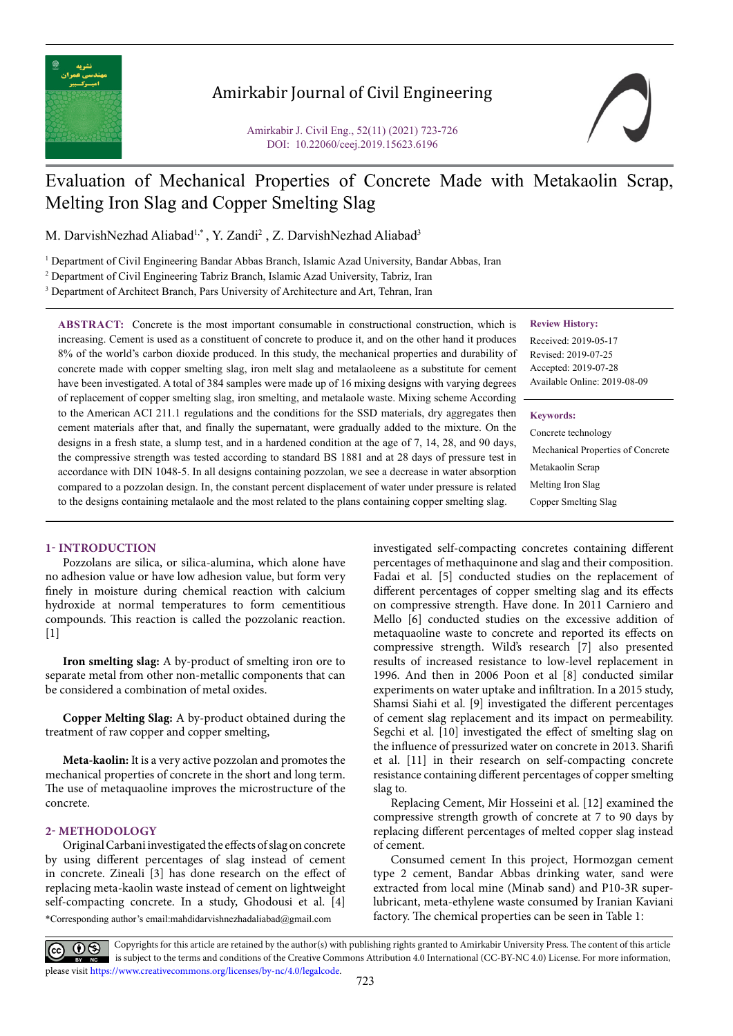# Evaluation of Mechanical Properties of Concrete Made with Metakaolin Scrap, Melting Iron Slag and Copper Smelting Slag

M. DarvishNezhad Aliabad[1,*], Y. Zandi[2], Z. DarvishNezhad Aliabad[3]

[1] Department of Civil Engineering Bandar Abbas Branch, Islamic Azad University, Bandar Abbas, Iran

[2] Department of Civil Engineering Tabriz Branch, Islamic Azad University, Tabriz, Iran

[3] Department of Architect Branch, Pars University of Architecture and Art, Tehran, Iran

**ABSTRACT:** Concrete is the most important consumable in constructional construction, which is increasing. Cement is used as a constituent of concrete to produce it, and on the other hand it produces 8% of the world's carbon dioxide produced. In this study, the mechanical properties and durability of concrete made with copper smelting slag, iron melt slag and metalaoleene as a substitute for cement have been investigated. A total of 384 samples were made up of 16 mixing designs with varying degrees of replacement of copper smelting slag, iron smelting, and metalaole waste. Mixing scheme According to the American ACI 211.1 regulations and the conditions for the SSD materials, dry aggregates then cement materials after that, and finally the supernatant, were gradually added to the mixture. On the designs in a fresh state, a slump test, and in a hardened condition at the age of 7, 14, 28, and 90 days, the compressive strength was tested according to standard BS 1881 and at 28 days of pressure test in accordance with DIN 1048-5. In all designs containing pozzolan, we see a decrease in water absorption compared to a pozzolan design. In, the constant percent displacement of water under pressure is related to the designs containing metalaole and the most related to the plans containing copper smelting slag.

**Review History:**

Received: 2019-05-17

Revised: 2019-07-25

Accepted: 2019-07-28

Available Online: 2019-08-09

**Keywords:**

Concrete technology

Mechanical Properties of Concrete

Metakaolin Scrap

Melting Iron Slag

Copper Smelting Slag

## 1- INTRODUCTION

Pozzolans are silica, or silica-alumina, which alone have no adhesion value or have low adhesion value, but form very finely in moisture during chemical reaction with calcium hydroxide at normal temperatures to form cementitious compounds. This reaction is called the pozzolanic reaction. [1]

**Iron smelting slag:** A by-product of smelting iron ore to separate metal from other non-metallic components that can be considered a combination of metal oxides.

**Copper Melting Slag:** A by-product obtained during the treatment of raw copper and copper smelting,

**Meta-kaolin:** It is a very active pozzolan and promotes the mechanical properties of concrete in the short and long term. The use of metaquaoline improves the microstructure of the concrete.

## 2- METHODOLOGY

Original Carbani investigated the effects of slag on concrete by using different percentages of slag instead of cement in concrete. Zineali [3] has done research on the effect of replacing meta-kaolin waste instead of cement on lightweight self-compacting concrete. In a study, Ghodousi et al. [4] investigated self-compacting concretes containing different percentages of methaquinone and slag and their composition. Fadai et al. [5] conducted studies on the replacement of different percentages of copper smelting slag and its effects on compressive strength. Have done. In 2011 Carniero and Mello [6] conducted studies on the excessive addition of metaquaoline waste to concrete and reported its effects on compressive strength. Wild's research [7] also presented results of increased resistance to low-level replacement in 1996. And then in 2006 Poon et al [8] conducted similar experiments on water uptake and infiltration. In a 2015 study, Shamsi Siahi et al. [9] investigated the different percentages of cement slag replacement and its impact on permeability. Segchi et al. [10] investigated the effect of smelting slag on the influence of pressurized water on concrete in 2013. Sharifi et al. [11] in their research on self-compacting concrete resistance containing different percentages of copper smelting slag to.

Replacing Cement, Mir Hosseini et al. [12] examined the compressive strength growth of concrete at 7 to 90 days by replacing different percentages of melted copper slag instead of cement.

Consumed cement In this project, Hormozgan cement type 2 cement, Bandar Abbas drinking water, sand were extracted from local mine (Minab sand) and P10-3R super-lubricant, meta-ethylene waste consumed by Iranian Kaviani factory. The chemical properties can be seen in Table 1:

*Corresponding author's email:mahdidarvishnezhadaliabad@gmail.com

Copyrights for this article are retained by the author(s) with publishing rights granted to Amirkabir University Press. The content of this article is subject to the terms and conditions of the Creative Commons Attribution 4.0 International (CC-BY-NC 4.0) License. For more information, please visit https://www.creativecommons.org/licenses/by-nc/4.0/legalcode.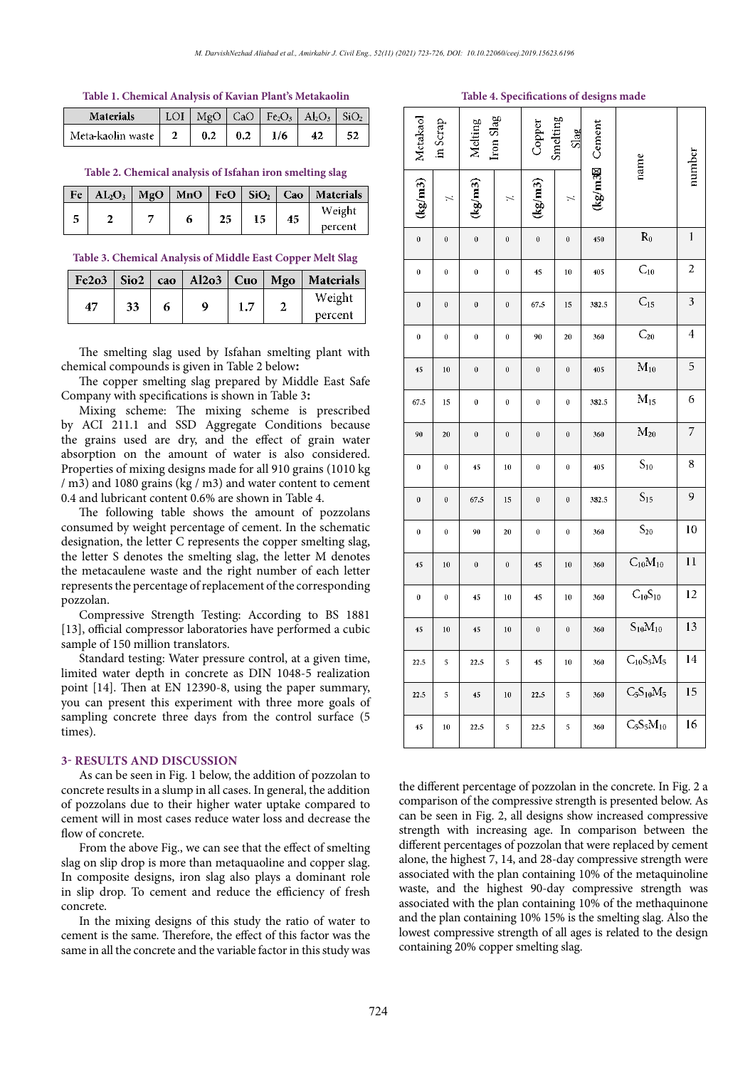**Table 1. Chemical Analysis of Kavian Plant's Metakaolin**

| Materials | LOI | MgO | CaO | $Fe_2O_3$ | $Al_2O_3$ | $SiO_2$ |
|---|---|---|---|---|---|---|
| Meta-kaolin waste | 2 | 0.2 | 0.2 | 1/6 | 42 | 52 |

**Table 2. Chemical analysis of Isfahan iron smelting slag**

| Fe | $AL_2O_3$ | MgO | MnO | FeO | $SiO_2$ | Cao | Materials |
|---|---|---|---|---|---|---|---|
| 5 | 2 | 7 | 6 | 25 | 15 | 45 | Weight percent |

**Table 3. Chemical Analysis of Middle East Copper Melt Slag**

| Fe2o3 | Sio2 | cao | Al2o3 | Cuo | Mgo | Materials |
|---|---|---|---|---|---|---|
| 47 | 33 | 6 | 9 | 1.7 | 2 | Weight percent |

The smelting slag used by Isfahan smelting plant with chemical compounds is given in Table 2 below**:**

The copper smelting slag prepared by Middle East Safe Company with specifications is shown in Table 3**:**

Mixing scheme: The mixing scheme is prescribed by ACI 211.1 and SSD Aggregate Conditions because the grains used are dry, and the effect of grain water absorption on the amount of water is also considered. Properties of mixing designs made for all 910 grains (1010 kg / m3) and 1080 grains (kg / m3) and water content to cement 0.4 and lubricant content 0.6% are shown in Table 4.

The following table shows the amount of pozzolans consumed by weight percentage of cement. In the schematic designation, the letter C represents the copper smelting slag, the letter S denotes the smelting slag, the letter M denotes the metacaulene waste and the right number of each letter represents the percentage of replacement of the corresponding pozzolan.

Compressive Strength Testing: According to BS 1881 [13], official compressor laboratories have performed a cubic sample of 150 million translators.

Standard testing: Water pressure control, at a given time, limited water depth in concrete as DIN 1048-5 realization point [14]. Then at EN 12390-8, using the paper summary, you can present this experiment with three more goals of sampling concrete three days from the control surface (5 times).

**Table 4. Specifications of designs made**

| Metakaol in Scrap | | Melting Iron Slag | | Copper Smelting Slag | | Cement | name | number |
|---|---|---|---|---|---|---|---|---|
| (kg/m3) | % | (kg/m3) | % | (kg/m3) | % | (kg/m3) | | |
| 0 | 0 | 0 | 0 | 0 | 0 | 450 | $R_0$ | 1 |
| 0 | 0 | 0 | 0 | 45 | 10 | 405 | $C_{10}$ | 2 |
| 0 | 0 | 0 | 0 | 67.5 | 15 | 382.5 | $C_{15}$ | 3 |
| 0 | 0 | 0 | 0 | 90 | 20 | 360 | $C_{20}$ | 4 |
| 45 | 10 | 0 | 0 | 0 | 0 | 405 | $M_{10}$ | 5 |
| 67.5 | 15 | 0 | 0 | 0 | 0 | 382.5 | $M_{15}$ | 6 |
| 90 | 20 | 0 | 0 | 0 | 0 | 360 | $M_{20}$ | 7 |
| 0 | 0 | 45 | 10 | 0 | 0 | 405 | $S_{10}$ | 8 |
| 0 | 0 | 67.5 | 15 | 0 | 0 | 382.5 | $S_{15}$ | 9 |
| 0 | 0 | 90 | 20 | 0 | 0 | 360 | $S_{20}$ | 10 |
| 45 | 10 | 0 | 0 | 45 | 10 | 360 | $C_{10}M_{10}$ | 11 |
| 0 | 0 | 45 | 10 | 45 | 10 | 360 | $C_{10}S_{10}$ | 12 |
| 45 | 10 | 45 | 10 | 0 | 0 | 360 | $S_{10}M_{10}$ | 13 |
| 22.5 | 5 | 22.5 | 5 | 45 | 10 | 360 | $C_{10}S_5M_5$ | 14 |
| 22.5 | 5 | 45 | 10 | 22.5 | 5 | 360 | $C_5S_{10}M_5$ | 15 |
| 45 | 10 | 22.5 | 5 | 22.5 | 5 | 360 | $C_5S_5M_{10}$ | 16 |

## 3- RESULTS AND DISCUSSION

As can be seen in Fig. 1 below, the addition of pozzolan to concrete results in a slump in all cases. In general, the addition of pozzolans due to their higher water uptake compared to cement will in most cases reduce water loss and decrease the flow of concrete.

From the above Fig., we can see that the effect of smelting slag on slip drop is more than metaquaoline and copper slag. In composite designs, iron slag also plays a dominant role in slip drop. To cement and reduce the efficiency of fresh concrete.

In the mixing designs of this study the ratio of water to cement is the same. Therefore, the effect of this factor was the same in all the concrete and the variable factor in this study was the different percentage of pozzolan in the concrete. In Fig. 2 a comparison of the compressive strength is presented below. As can be seen in Fig. 2, all designs show increased compressive strength with increasing age. In comparison between the different percentages of pozzolan that were replaced by cement alone, the highest 7, 14, and 28-day compressive strength were associated with the plan containing 10% of the metaquinoline waste, and the highest 90-day compressive strength was associated with the plan containing 10% of the methaquinone and the plan containing 10% 15% is the smelting slag. Also the lowest compressive strength of all ages is related to the design containing 20% copper smelting slag.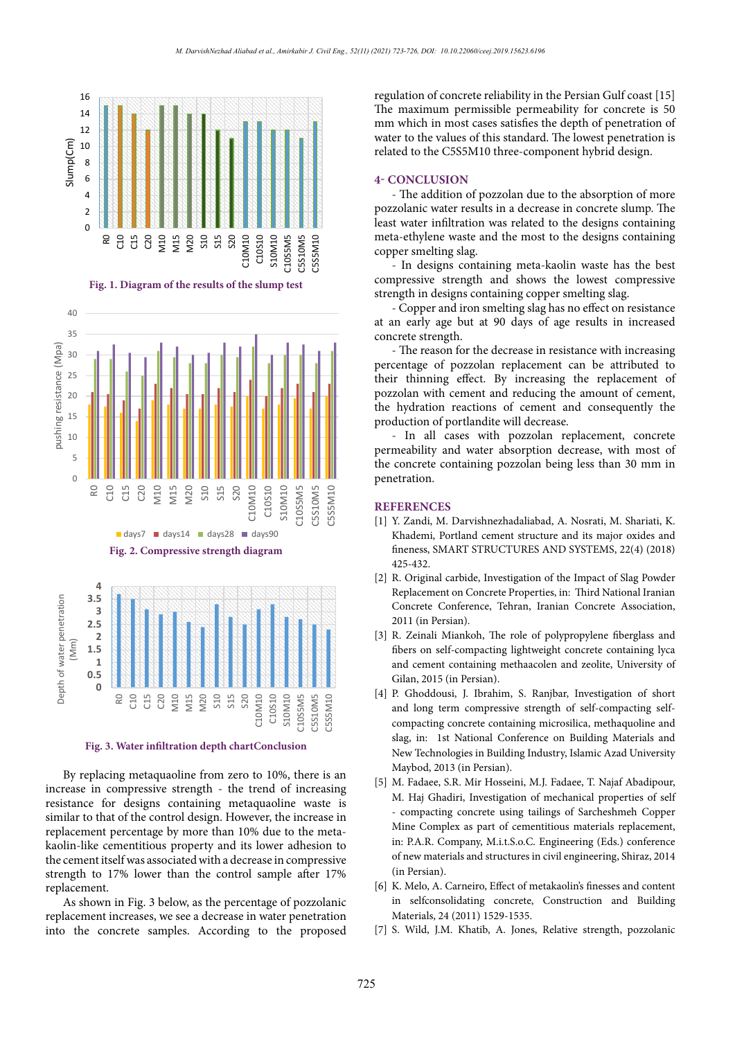Fig. 1. Diagram of the results of the slump test

Fig. 2. Compressive strength diagram

Fig. 3. Water infiltration depth chartConclusion

By replacing metaquaoline from zero to 10%, there is an increase in compressive strength - the trend of increasing resistance for designs containing metaquaoline waste is similar to that of the control design. However, the increase in replacement percentage by more than 10% due to the meta-kaolin-like cementitious property and its lower adhesion to the cement itself was associated with a decrease in compressive strength to 17% lower than the control sample after 17% replacement.

As shown in Fig. 3 below, as the percentage of pozzolanic replacement increases, we see a decrease in water penetration into the concrete samples. According to the proposed regulation of concrete reliability in the Persian Gulf coast [15] The maximum permissible permeability for concrete is 50 mm which in most cases satisfies the depth of penetration of water to the values of this standard. The lowest penetration is related to the C5S5M10 three-component hybrid design.

## 4- CONCLUSION

- The addition of pozzolan due to the absorption of more pozzolanic water results in a decrease in concrete slump. The least water infiltration was related to the designs containing meta-ethylene waste and the most to the designs containing copper smelting slag.
- In designs containing meta-kaolin waste has the best compressive strength and shows the lowest compressive strength in designs containing copper smelting slag.
- Copper and iron smelting slag has no effect on resistance at an early age but at 90 days of age results in increased concrete strength.
- The reason for the decrease in resistance with increasing percentage of pozzolan replacement can be attributed to their thinning effect. By increasing the replacement of pozzolan with cement and reducing the amount of cement, the hydration reactions of cement and consequently the production of portlandite will decrease.
- In all cases with pozzolan replacement, concrete permeability and water absorption decrease, with most of the concrete containing pozzolan being less than 30 mm in penetration.

## REFERENCES

[1] Y. Zandi, M. Darvishnezhadaliabad, A. Nosrati, M. Shariati, K. Khademi, Portland cement structure and its major oxides and fineness, SMART STRUCTURES AND SYSTEMS, 22(4) (2018) 425-432.

[2] R. Original carbide, Investigation of the Impact of Slag Powder Replacement on Concrete Properties, in: Third National Iranian Concrete Conference, Tehran, Iranian Concrete Association, 2011 (in Persian).

[3] R. Zeinali Miankoh, The role of polypropylene fiberglass and fibers on self-compacting lightweight concrete containing lyca and cement containing methaacolen and zeolite, University of Gilan, 2015 (in Persian).

[4] P. Ghoddousi, J. Ibrahim, S. Ranjbar, Investigation of short and long term compressive strength of self-compacting self-compacting concrete containing microsilica, methaquoline and slag, in: 1st National Conference on Building Materials and New Technologies in Building Industry, Islamic Azad University Maybod, 2013 (in Persian).

[5] M. Fadaee, S.R. Mir Hosseini, M.J. Fadaee, T. Najaf Abadipour, M. Haj Ghadiri, Investigation of mechanical properties of self - compacting concrete using tailings of Sarcheshmeh Copper Mine Complex as part of cementitious materials replacement, in: P.A.R. Company, M.i.t.S.o.C. Engineering (Eds.) conference of new materials and structures in civil engineering, Shiraz, 2014 (in Persian).

[6] K. Melo, A. Carneiro, Effect of metakaolin's finesses and content in selfconsolidating concrete, Construction and Building Materials, 24 (2011) 1529-1535.

[7] S. Wild, J.M. Khatib, A. Jones, Relative strength, pozzolanic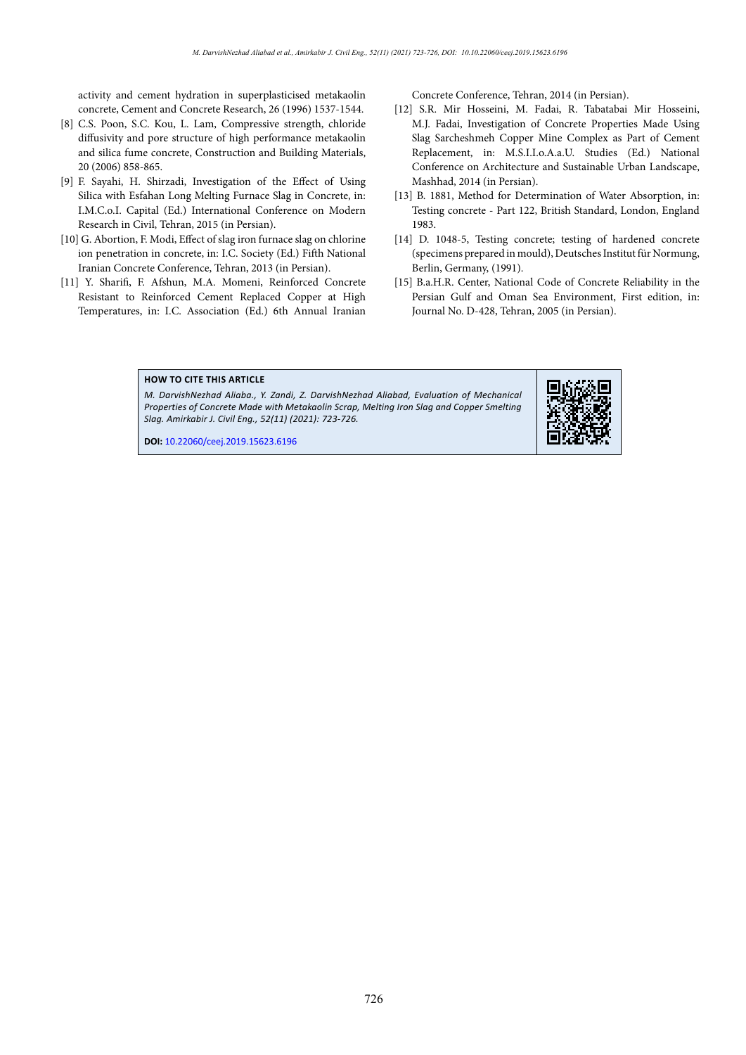activity and cement hydration in superplasticised metakaolin concrete, Cement and Concrete Research, 26 (1996) 1537-1544.

[8] C.S. Poon, S.C. Kou, L. Lam, Compressive strength, chloride diffusivity and pore structure of high performance metakaolin and silica fume concrete, Construction and Building Materials, 20 (2006) 858-865.

[9] F. Sayahi, H. Shirzadi, Investigation of the Effect of Using Silica with Esfahan Long Melting Furnace Slag in Concrete, in: I.M.C.o.I. Capital (Ed.) International Conference on Modern Research in Civil, Tehran, 2015 (in Persian).

[10] G. Abortion, F. Modi, Effect of slag iron furnace slag on chlorine ion penetration in concrete, in: I.C. Society (Ed.) Fifth National Iranian Concrete Conference, Tehran, 2013 (in Persian).

[11] Y. Sharifi, F. Afshun, M.A. Momeni, Reinforced Concrete Resistant to Reinforced Cement Replaced Copper at High Temperatures, in: I.C. Association (Ed.) 6th Annual Iranian Concrete Conference, Tehran, 2014 (in Persian).

[12] S.R. Mir Hosseini, M. Fadai, R. Tabatabai Mir Hosseini, M.J. Fadai, Investigation of Concrete Properties Made Using Slag Sarcheshmeh Copper Mine Complex as Part of Cement Replacement, in: M.S.I.I.o.A.a.U. Studies (Ed.) National Conference on Architecture and Sustainable Urban Landscape, Mashhad, 2014 (in Persian).

[13] B. 1881, Method for Determination of Water Absorption, in: Testing concrete - Part 122, British Standard, London, England 1983.

[14] D. 1048-5, Testing concrete; testing of hardened concrete (specimens prepared in mould), Deutsches Institut für Normung, Berlin, Germany, (1991).

[15] B.a.H.R. Center, National Code of Concrete Reliability in the Persian Gulf and Oman Sea Environment, First edition, in: Journal No. D-428, Tehran, 2005 (in Persian).

**HOW TO CITE THIS ARTICLE**

*M. DarvishNezhad Aliaba., Y. Zandi, Z. DarvishNezhad Aliabad, Evaluation of Mechanical Properties of Concrete Made with Metakaolin Scrap, Melting Iron Slag and Copper Smelting Slag. Amirkabir J. Civil Eng., 52(11) (2021): 723-726.*

**DOI:** 10.22060/ceej.2019.15623.6196